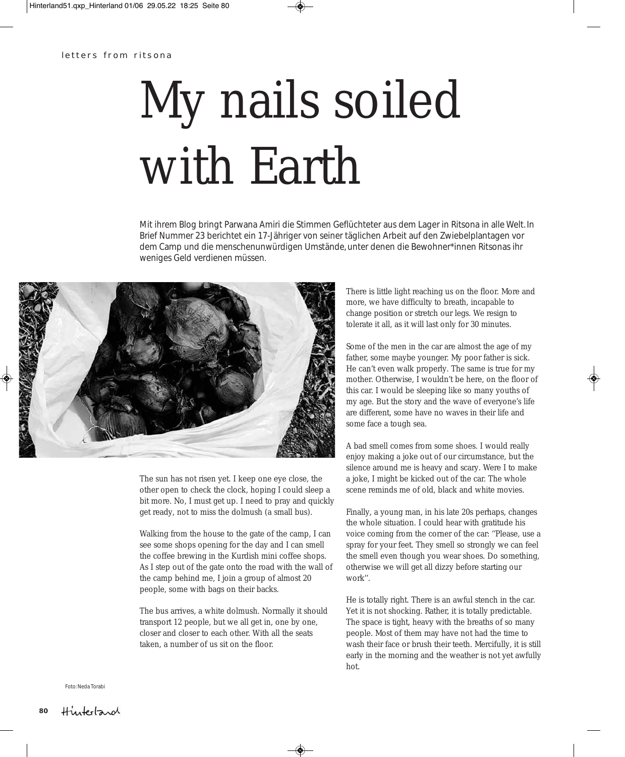letters from ritsona

# My nails soiled with Earth

Mit ihrem Blog bringt Parwana Amiri die Stimmen Geflüchteter aus dem Lager in Ritsona in alle Welt. In Brief Nummer 23 berichtet ein 17-Jähriger von seiner täglichen Arbeit auf den Zwiebelplantagen vor dem Camp und die menschenunwürdigen Umstände, unter denen die Bewohner*innen Ritsonas ihr weniges Geld verdienen müssen.

Foto: Neda Torabi

The sun has not risen yet. I keep one eye close, the other open to check the clock, hoping I could sleep a bit more. No, I must get up. I need to pray and quickly get ready, not to miss the dolmush (a small bus).

Walking from the house to the gate of the camp, I can see some shops opening for the day and I can smell the coffee brewing in the Kurdish mini coffee shops. As I step out of the gate onto the road with the wall of the camp behind me, I join a group of almost 20 people, some with bags on their backs.

The bus arrives, a white dolmush. Normally it should transport 12 people, but we all get in, one by one, closer and closer to each other. With all the seats taken, a number of us sit on the floor.

There is little light reaching us on the floor. More and more, we have difficulty to breath, incapable to change position or stretch our legs. We resign to tolerate it all, as it will last only for 30 minutes.

Some of the men in the car are almost the age of my father, some maybe younger. My poor father is sick. He can't even walk properly. The same is true for my mother. Otherwise, I wouldn't be here, on the floor of this car. I would be sleeping like so many youths of my age. But the story and the wave of everyone's life are different, some have no waves in their life and some face a tough sea.

A bad smell comes from some shoes. I would really enjoy making a joke out of our circumstance, but the silence around me is heavy and scary. Were I to make a joke, I might be kicked out of the car. The whole scene reminds me of old, black and white movies.

Finally, a young man, in his late 20s perhaps, changes the whole situation. I could hear with gratitude his voice coming from the corner of the car: "Please, use a spray for your feet. They smell so strongly we can feel the smell even though you wear shoes. Do something, otherwise we will get all dizzy before starting our work".

He is totally right. There is an awful stench in the car. Yet it is not shocking. Rather, it is totally predictable. The space is tight, heavy with the breaths of so many people. Most of them may have not had the time to wash their face or brush their teeth. Mercifully, it is still early in the morning and the weather is not yet awfully hot.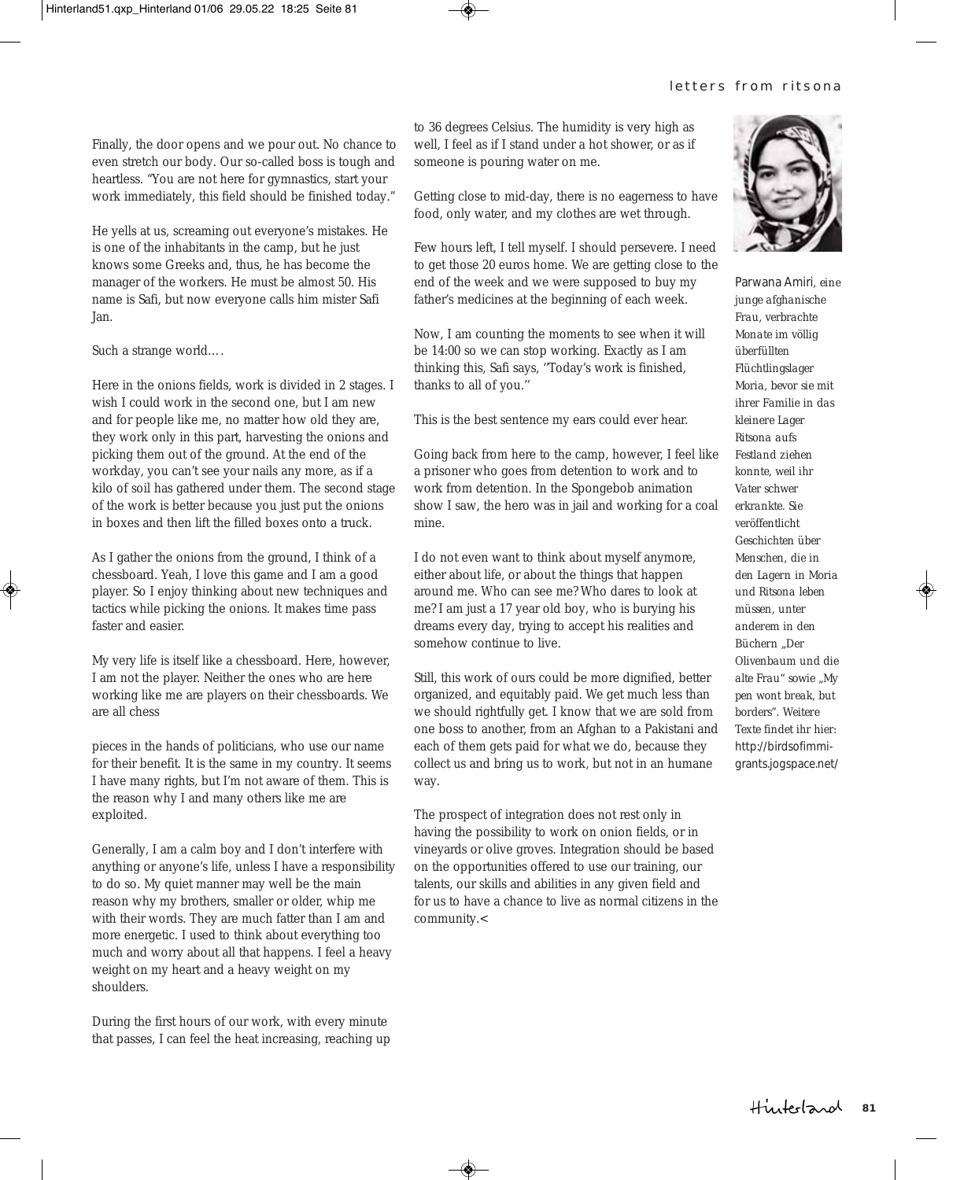Finally, the door opens and we pour out. No chance to even stretch our body. Our so-called boss is tough and heartless. "You are not here for gymnastics, start your work immediately, this field should be finished today."

He yells at us, screaming out everyone's mistakes. He is one of the inhabitants in the camp, but he just knows some Greeks and, thus, he has become the manager of the workers. He must be almost 50. His name is Safi, but now everyone calls him mister Safi Jan.

Such a strange world….

Here in the onions fields, work is divided in 2 stages. I wish I could work in the second one, but I am new and for people like me, no matter how old they are, they work only in this part, harvesting the onions and picking them out of the ground. At the end of the workday, you can't see your nails any more, as if a kilo of soil has gathered under them. The second stage of the work is better because you just put the onions in boxes and then lift the filled boxes onto a truck.

As I gather the onions from the ground, I think of a chessboard. Yeah, I love this game and I am a good player. So I enjoy thinking about new techniques and tactics while picking the onions. It makes time pass faster and easier.

My very life is itself like a chessboard. Here, however, I am not the player. Neither the ones who are here working like me are players on their chessboards. We are all chess pieces in the hands of politicians, who use our name for their benefit. It is the same in my country. It seems I have many rights, but I'm not aware of them. This is the reason why I and many others like me are exploited.

Generally, I am a calm boy and I don't interfere with anything or anyone's life, unless I have a responsibility to do so. My quiet manner may well be the main reason why my brothers, smaller or older, whip me with their words. They are much fatter than I am and more energetic. I used to think about everything too much and worry about all that happens. I feel a heavy weight on my heart and a heavy weight on my shoulders.

During the first hours of our work, with every minute that passes, I can feel the heat increasing, reaching up to 36 degrees Celsius. The humidity is very high as well, I feel as if I stand under a hot shower, or as if someone is pouring water on me.

Getting close to mid-day, there is no eagerness to have food, only water, and my clothes are wet through.

Few hours left, I tell myself. I should persevere. I need to get those 20 euros home. We are getting close to the end of the week and we were supposed to buy my father's medicines at the beginning of each week.

Now, I am counting the moments to see when it will be 14:00 so we can stop working. Exactly as I am thinking this, Safi says, "Today's work is finished, thanks to all of you."

This is the best sentence my ears could ever hear.

Going back from here to the camp, however, I feel like a prisoner who goes from detention to work and to work from detention. In the Spongebob animation show I saw, the hero was in jail and working for a coal mine.

I do not even want to think about myself anymore, either about life, or about the things that happen around me. Who can see me? Who dares to look at me? I am just a 17 year old boy, who is burying his dreams every day, trying to accept his realities and somehow continue to live.

Still, this work of ours could be more dignified, better organized, and equitably paid. We get much less than we should rightfully get. I know that we are sold from one boss to another, from an Afghan to a Pakistani and each of them gets paid for what we do, because they collect us and bring us to work, but not in an humane way.

The prospect of integration does not rest only in having the possibility to work on onion fields, or in vineyards or olive groves. Integration should be based on the opportunities offered to use our training, our talents, our skills and abilities in any given field and for us to have a chance to live as normal citizens in the community.<

Parwana Amiri, *eine junge afghanische Frau, verbrachte Monate im völlig überfüllten Flüchtlingslager Moria, bevor sie mit ihrer Familie in das kleinere Lager Ritsona aufs Festland ziehen konnte, weil ihr Vater schwer erkrankte. Sie veröffentlicht Geschichten über Menschen, die in den Lagern in Moria und Ritsona leben müssen, unter anderem in den Büchern „Der Olivenbaum und die alte Frau" sowie „My pen wont break, but borders". Weitere Texte findet ihr hier:* http://birdsofimmigrants.jogspace.net/